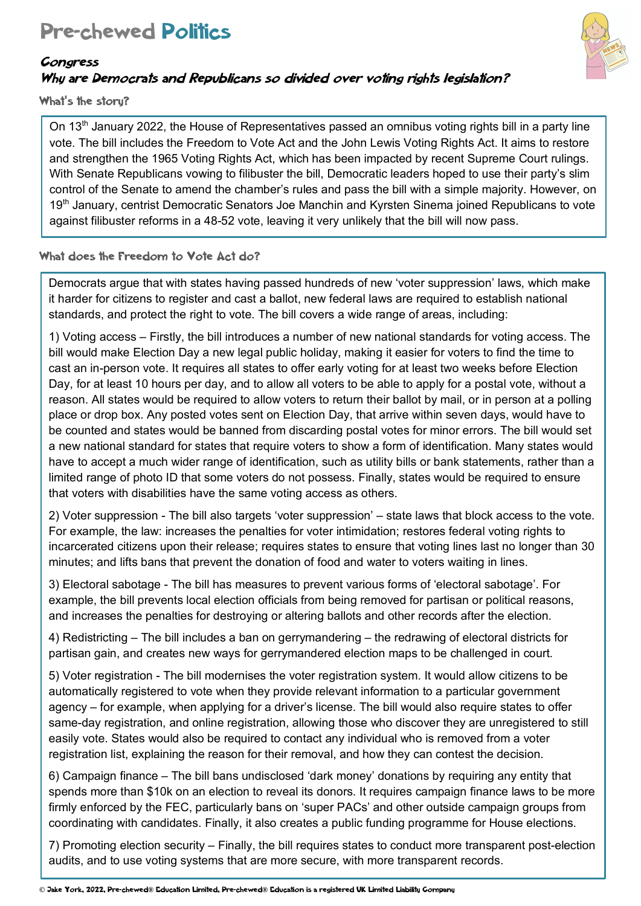# Pre-chewed Politics

## *Congress*

## *Why are Democrats and Republicans so divided over voting rights legislation?*

### What's the story?

On 13th January 2022, the House of Representatives passed an omnibus voting rights bill in a party line vote. The bill includes the Freedom to Vote Act and the John Lewis Voting Rights Act. It aims to restore and strengthen the 1965 Voting Rights Act, which has been impacted by recent Supreme Court rulings. With Senate Republicans vowing to filibuster the bill, Democratic leaders hoped to use their party's slim control of the Senate to amend the chamber's rules and pass the bill with a simple majority. However, on 19th January, centrist Democratic Senators Joe Manchin and Kyrsten Sinema joined Republicans to vote against filibuster reforms in a 48-52 vote, leaving it very unlikely that the bill will now pass.

### What does the Freedom to Vote Act do?

Democrats argue that with states having passed hundreds of new 'voter suppression' laws, which make it harder for citizens to register and cast a ballot, new federal laws are required to establish national standards, and protect the right to vote. The bill covers a wide range of areas, including:

1) Voting access – Firstly, the bill introduces a number of new national standards for voting access. The bill would make Election Day a new legal public holiday, making it easier for voters to find the time to cast an in-person vote. It requires all states to offer early voting for at least two weeks before Election Day, for at least 10 hours per day, and to allow all voters to be able to apply for a postal vote, without a reason. All states would be required to allow voters to return their ballot by mail, or in person at a polling place or drop box. Any posted votes sent on Election Day, that arrive within seven days, would have to be counted and states would be banned from discarding postal votes for minor errors. The bill would set a new national standard for states that require voters to show a form of identification. Many states would have to accept a much wider range of identification, such as utility bills or bank statements, rather than a limited range of photo ID that some voters do not possess. Finally, states would be required to ensure that voters with disabilities have the same voting access as others.

2) Voter suppression - The bill also targets 'voter suppression' – state laws that block access to the vote. For example, the law: increases the penalties for voter intimidation; restores federal voting rights to incarcerated citizens upon their release; requires states to ensure that voting lines last no longer than 30 minutes; and lifts bans that prevent the donation of food and water to voters waiting in lines.

3) Electoral sabotage - The bill has measures to prevent various forms of 'electoral sabotage'. For example, the bill prevents local election officials from being removed for partisan or political reasons, and increases the penalties for destroying or altering ballots and other records after the election.

4) Redistricting – The bill includes a ban on gerrymandering – the redrawing of electoral districts for partisan gain, and creates new ways for gerrymandered election maps to be challenged in court.

5) Voter registration - The bill modernises the voter registration system. It would allow citizens to be automatically registered to vote when they provide relevant information to a particular government agency – for example, when applying for a driver's license. The bill would also require states to offer same-day registration, and online registration, allowing those who discover they are unregistered to still easily vote. States would also be required to contact any individual who is removed from a voter registration list, explaining the reason for their removal, and how they can contest the decision.

6) Campaign finance – The bill bans undisclosed 'dark money' donations by requiring any entity that spends more than $10k on an election to reveal its donors. It requires campaign finance laws to be more firmly enforced by the FEC, particularly bans on 'super PACs' and other outside campaign groups from coordinating with candidates. Finally, it also creates a public funding programme for House elections.

7) Promoting election security – Finally, the bill requires states to conduct more transparent post-election audits, and to use voting systems that are more secure, with more transparent records.

© Jake York, 2022, Pre-chewed® Education Limited, Pre-chewed® Education is a registered UK Limited Liability Company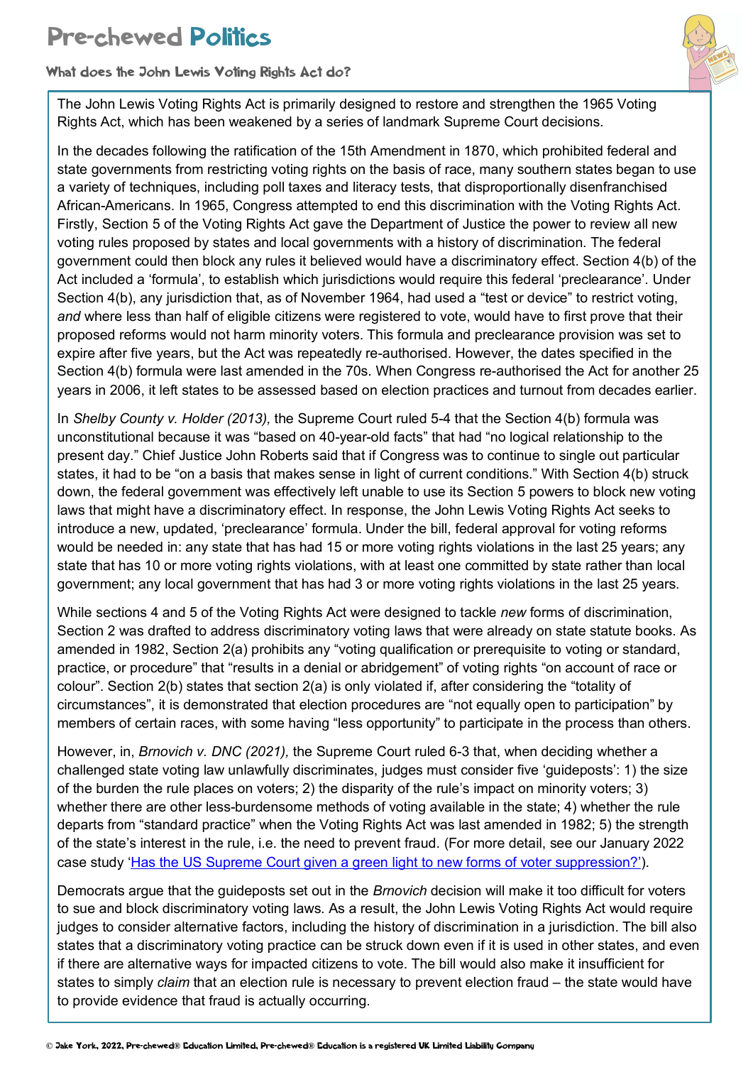# Pre-chewed Politics

## What does the John Lewis Voting Rights Act do?

The John Lewis Voting Rights Act is primarily designed to restore and strengthen the 1965 Voting Rights Act, which has been weakened by a series of landmark Supreme Court decisions.

In the decades following the ratification of the 15th Amendment in 1870, which prohibited federal and state governments from restricting voting rights on the basis of race, many southern states began to use a variety of techniques, including poll taxes and literacy tests, that disproportionally disenfranchised African-Americans. In 1965, Congress attempted to end this discrimination with the Voting Rights Act. Firstly, Section 5 of the Voting Rights Act gave the Department of Justice the power to review all new voting rules proposed by states and local governments with a history of discrimination. The federal government could then block any rules it believed would have a discriminatory effect. Section 4(b) of the Act included a 'formula', to establish which jurisdictions would require this federal 'preclearance'. Under Section 4(b), any jurisdiction that, as of November 1964, had used a "test or device" to restrict voting, *and* where less than half of eligible citizens were registered to vote, would have to first prove that their proposed reforms would not harm minority voters. This formula and preclearance provision was set to expire after five years, but the Act was repeatedly re-authorised. However, the dates specified in the Section 4(b) formula were last amended in the 70s. When Congress re-authorised the Act for another 25 years in 2006, it left states to be assessed based on election practices and turnout from decades earlier.

In *Shelby County v. Holder (2013),* the Supreme Court ruled 5-4 that the Section 4(b) formula was unconstitutional because it was "based on 40-year-old facts" that had "no logical relationship to the present day." Chief Justice John Roberts said that if Congress was to continue to single out particular states, it had to be "on a basis that makes sense in light of current conditions." With Section 4(b) struck down, the federal government was effectively left unable to use its Section 5 powers to block new voting laws that might have a discriminatory effect. In response, the John Lewis Voting Rights Act seeks to introduce a new, updated, 'preclearance' formula. Under the bill, federal approval for voting reforms would be needed in: any state that has had 15 or more voting rights violations in the last 25 years; any state that has 10 or more voting rights violations, with at least one committed by state rather than local government; any local government that has had 3 or more voting rights violations in the last 25 years.

While sections 4 and 5 of the Voting Rights Act were designed to tackle *new* forms of discrimination, Section 2 was drafted to address discriminatory voting laws that were already on state statute books. As amended in 1982, Section 2(a) prohibits any "voting qualification or prerequisite to voting or standard, practice, or procedure" that "results in a denial or abridgement" of voting rights "on account of race or colour". Section 2(b) states that section 2(a) is only violated if, after considering the "totality of circumstances", it is demonstrated that election procedures are "not equally open to participation" by members of certain races, with some having "less opportunity" to participate in the process than others.

However, in, *Brnovich v. DNC (2021),* the Supreme Court ruled 6-3 that, when deciding whether a challenged state voting law unlawfully discriminates, judges must consider five 'guideposts': 1) the size of the burden the rule places on voters; 2) the disparity of the rule's impact on minority voters; 3) whether there are other less-burdensome methods of voting available in the state; 4) whether the rule departs from "standard practice" when the Voting Rights Act was last amended in 1982; 5) the strength of the state's interest in the rule, i.e. the need to prevent fraud. (For more detail, see our January 2022 case study 'Has the US Supreme Court given a green light to new forms of voter suppression?').

Democrats argue that the guideposts set out in the *Brnovich* decision will make it too difficult for voters to sue and block discriminatory voting laws. As a result, the John Lewis Voting Rights Act would require judges to consider alternative factors, including the history of discrimination in a jurisdiction. The bill also states that a discriminatory voting practice can be struck down even if it is used in other states, and even if there are alternative ways for impacted citizens to vote. The bill would also make it insufficient for states to simply *claim* that an election rule is necessary to prevent election fraud – the state would have to provide evidence that fraud is actually occurring.

© Jake York, 2022, Pre-chewed® Education Limited, Pre-chewed® Education is a registered UK Limited Liability Company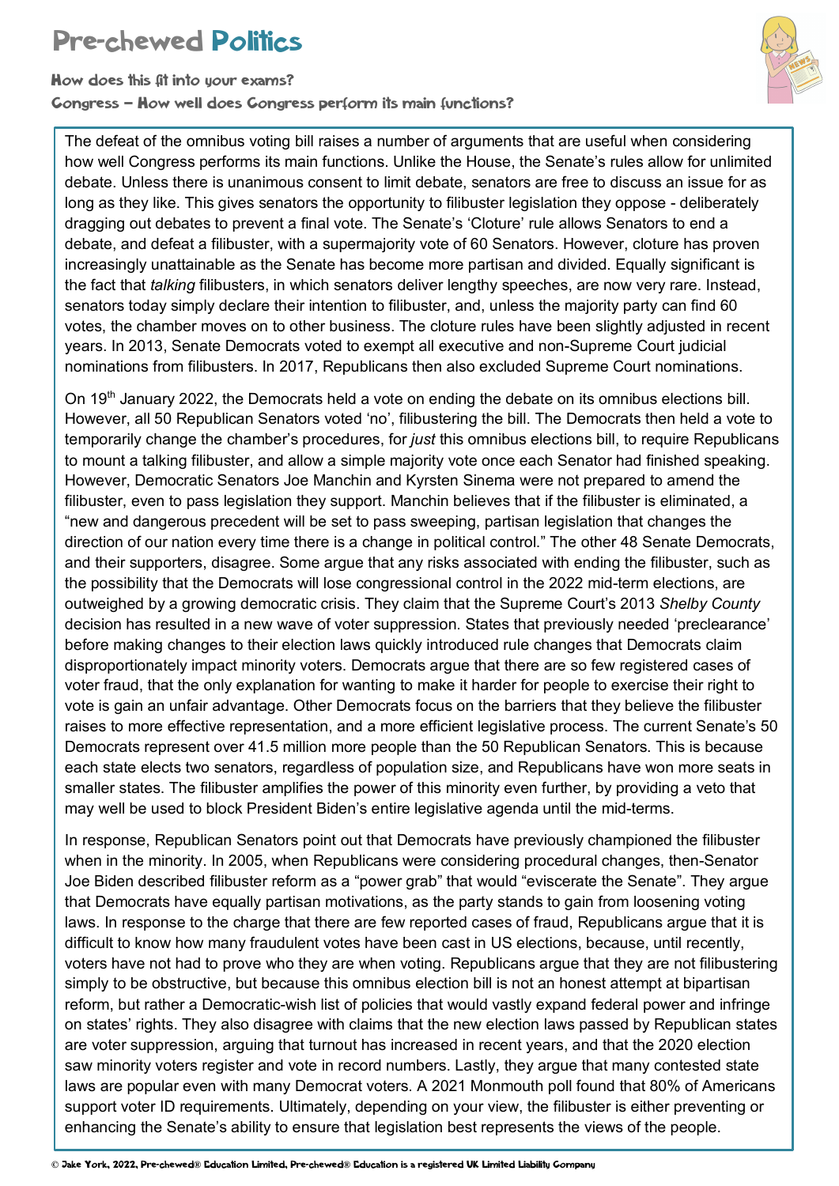# Pre-chewed Politics

**How does this fit into your exams?**
**Congress – How well does Congress perform its main functions?**

The defeat of the omnibus voting bill raises a number of arguments that are useful when considering how well Congress performs its main functions. Unlike the House, the Senate's rules allow for unlimited debate. Unless there is unanimous consent to limit debate, senators are free to discuss an issue for as long as they like. This gives senators the opportunity to filibuster legislation they oppose - deliberately dragging out debates to prevent a final vote. The Senate's 'Cloture' rule allows Senators to end a debate, and defeat a filibuster, with a supermajority vote of 60 Senators. However, cloture has proven increasingly unattainable as the Senate has become more partisan and divided. Equally significant is the fact that *talking* filibusters, in which senators deliver lengthy speeches, are now very rare. Instead, senators today simply declare their intention to filibuster, and, unless the majority party can find 60 votes, the chamber moves on to other business. The cloture rules have been slightly adjusted in recent years. In 2013, Senate Democrats voted to exempt all executive and non-Supreme Court judicial nominations from filibusters. In 2017, Republicans then also excluded Supreme Court nominations.

On 19th January 2022, the Democrats held a vote on ending the debate on its omnibus elections bill. However, all 50 Republican Senators voted 'no', filibustering the bill. The Democrats then held a vote to temporarily change the chamber's procedures, for *just* this omnibus elections bill, to require Republicans to mount a talking filibuster, and allow a simple majority vote once each Senator had finished speaking. However, Democratic Senators Joe Manchin and Kyrsten Sinema were not prepared to amend the filibuster, even to pass legislation they support. Manchin believes that if the filibuster is eliminated, a "new and dangerous precedent will be set to pass sweeping, partisan legislation that changes the direction of our nation every time there is a change in political control." The other 48 Senate Democrats, and their supporters, disagree. Some argue that any risks associated with ending the filibuster, such as the possibility that the Democrats will lose congressional control in the 2022 mid-term elections, are outweighed by a growing democratic crisis. They claim that the Supreme Court's 2013 *Shelby County* decision has resulted in a new wave of voter suppression. States that previously needed 'preclearance' before making changes to their election laws quickly introduced rule changes that Democrats claim disproportionately impact minority voters. Democrats argue that there are so few registered cases of voter fraud, that the only explanation for wanting to make it harder for people to exercise their right to vote is gain an unfair advantage. Other Democrats focus on the barriers that they believe the filibuster raises to more effective representation, and a more efficient legislative process. The current Senate's 50 Democrats represent over 41.5 million more people than the 50 Republican Senators. This is because each state elects two senators, regardless of population size, and Republicans have won more seats in smaller states. The filibuster amplifies the power of this minority even further, by providing a veto that may well be used to block President Biden's entire legislative agenda until the mid-terms.

In response, Republican Senators point out that Democrats have previously championed the filibuster when in the minority. In 2005, when Republicans were considering procedural changes, then-Senator Joe Biden described filibuster reform as a "power grab" that would "eviscerate the Senate". They argue that Democrats have equally partisan motivations, as the party stands to gain from loosening voting laws. In response to the charge that there are few reported cases of fraud, Republicans argue that it is difficult to know how many fraudulent votes have been cast in US elections, because, until recently, voters have not had to prove who they are when voting. Republicans argue that they are not filibustering simply to be obstructive, but because this omnibus election bill is not an honest attempt at bipartisan reform, but rather a Democratic-wish list of policies that would vastly expand federal power and infringe on states' rights. They also disagree with claims that the new election laws passed by Republican states are voter suppression, arguing that turnout has increased in recent years, and that the 2020 election saw minority voters register and vote in record numbers. Lastly, they argue that many contested state laws are popular even with many Democrat voters. A 2021 Monmouth poll found that 80% of Americans support voter ID requirements. Ultimately, depending on your view, the filibuster is either preventing or enhancing the Senate's ability to ensure that legislation best represents the views of the people.

© Jake York, 2022, Pre-chewed® Education Limited, Pre-chewed® Education is a registered UK Limited Liability Company